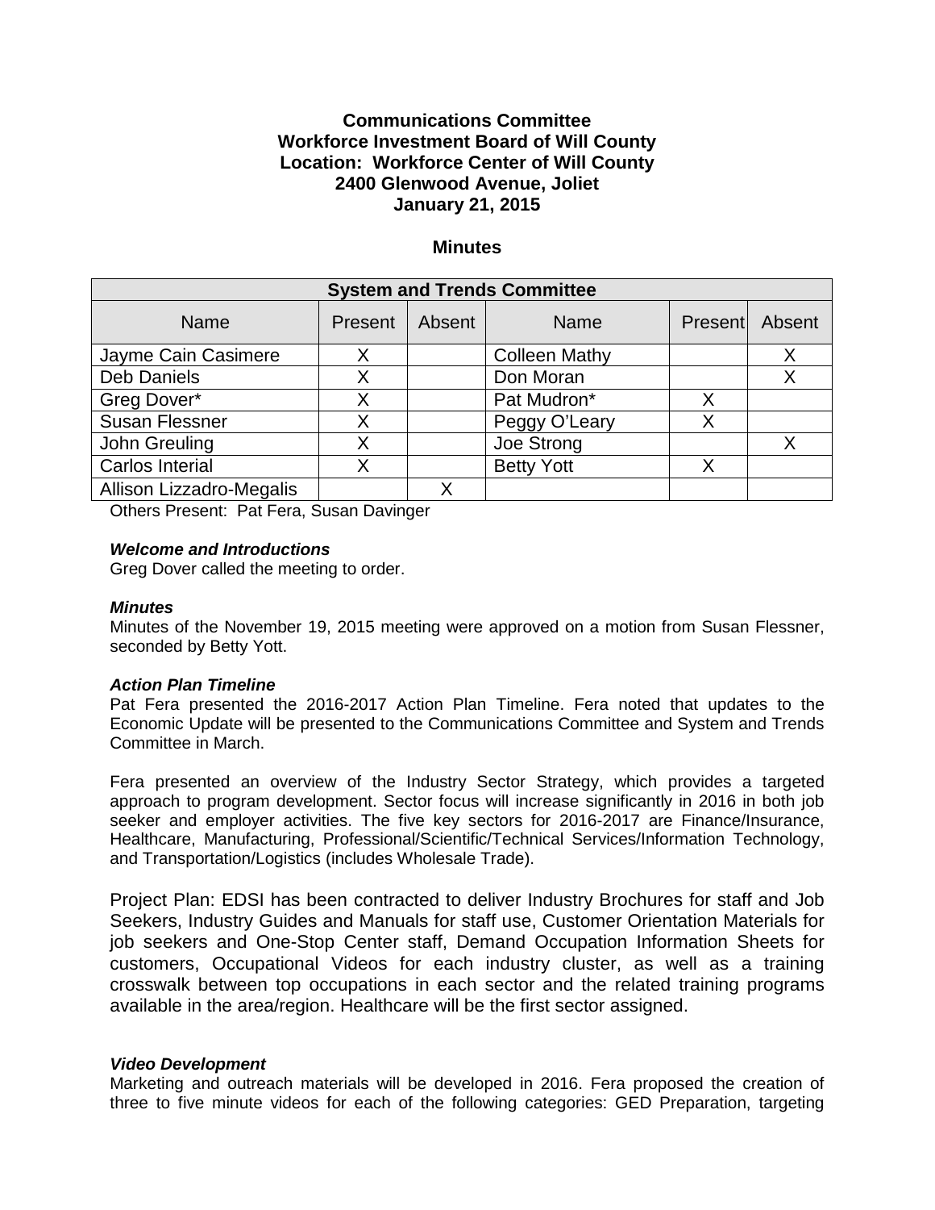**Communications Committee**
**Workforce Investment Board of Will County**
**Location: Workforce Center of Will County**
**2400 Glenwood Avenue, Joliet**
**January 21, 2015**

## Minutes

| System and Trends Committee | | | | | |
|---|---|---|---|---|---|
| Name | Present | Absent | Name | Present | Absent |
| Jayme Cain Casimere | X | | Colleen Mathy | | X |
| Deb Daniels | X | | Don Moran | | X |
| Greg Dover* | X | | Pat Mudron* | X | |
| Susan Flessner | X | | Peggy O'Leary | X | |
| John Greuling | X | | Joe Strong | | X |
| Carlos Interial | X | | Betty Yott | X | |
| Allison Lizzadro-Megalis | | X | | | |

Others Present: Pat Fera, Susan Davinger

***Welcome and Introductions***
Greg Dover called the meeting to order.

***Minutes***
Minutes of the November 19, 2015 meeting were approved on a motion from Susan Flessner, seconded by Betty Yott.

***Action Plan Timeline***
Pat Fera presented the 2016-2017 Action Plan Timeline. Fera noted that updates to the Economic Update will be presented to the Communications Committee and System and Trends Committee in March.

Fera presented an overview of the Industry Sector Strategy, which provides a targeted approach to program development. Sector focus will increase significantly in 2016 in both job seeker and employer activities. The five key sectors for 2016-2017 are Finance/Insurance, Healthcare, Manufacturing, Professional/Scientific/Technical Services/Information Technology, and Transportation/Logistics (includes Wholesale Trade).

Project Plan: EDSI has been contracted to deliver Industry Brochures for staff and Job Seekers, Industry Guides and Manuals for staff use, Customer Orientation Materials for job seekers and One-Stop Center staff, Demand Occupation Information Sheets for customers, Occupational Videos for each industry cluster, as well as a training crosswalk between top occupations in each sector and the related training programs available in the area/region. Healthcare will be the first sector assigned.

***Video Development***
Marketing and outreach materials will be developed in 2016. Fera proposed the creation of three to five minute videos for each of the following categories: GED Preparation, targeting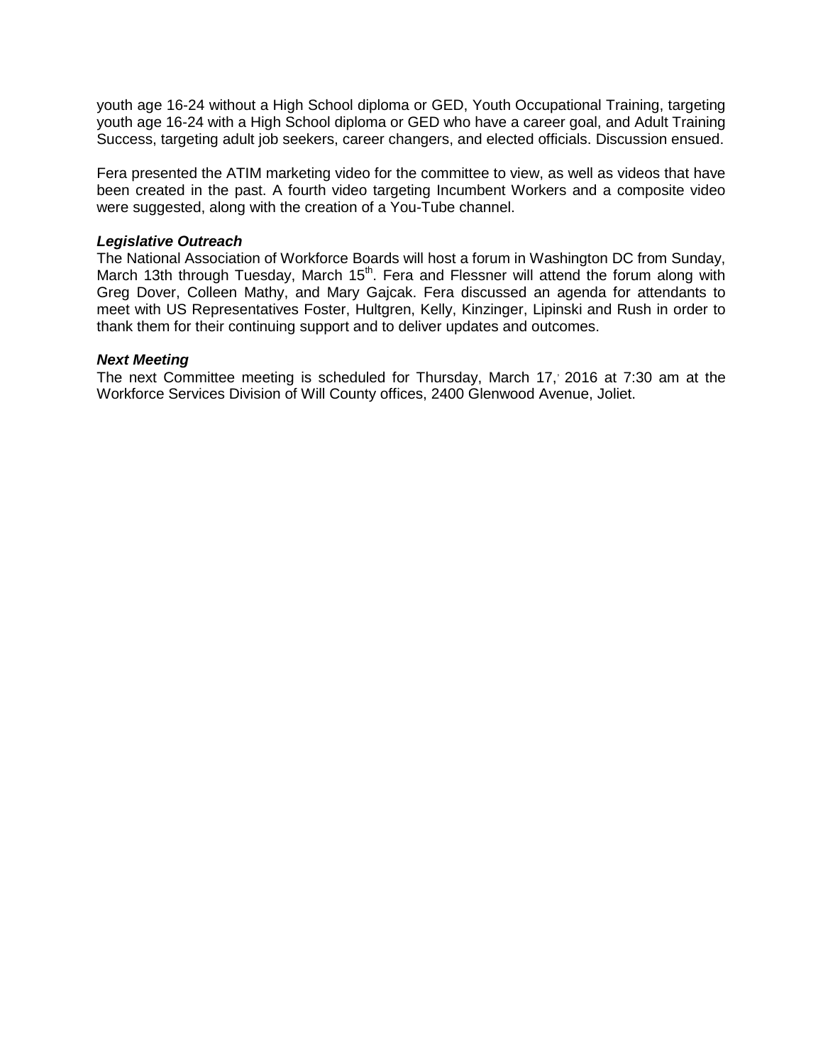youth age 16-24 without a High School diploma or GED, Youth Occupational Training, targeting youth age 16-24 with a High School diploma or GED who have a career goal, and Adult Training Success, targeting adult job seekers, career changers, and elected officials. Discussion ensued.

Fera presented the ATIM marketing video for the committee to view, as well as videos that have been created in the past. A fourth video targeting Incumbent Workers and a composite video were suggested, along with the creation of a You-Tube channel.

***Legislative Outreach***

The National Association of Workforce Boards will host a forum in Washington DC from Sunday, March 13th through Tuesday, March 15th. Fera and Flessner will attend the forum along with Greg Dover, Colleen Mathy, and Mary Gajcak. Fera discussed an agenda for attendants to meet with US Representatives Foster, Hultgren, Kelly, Kinzinger, Lipinski and Rush in order to thank them for their continuing support and to deliver updates and outcomes.

***Next Meeting***

The next Committee meeting is scheduled for Thursday, March 17, 2016 at 7:30 am at the Workforce Services Division of Will County offices, 2400 Glenwood Avenue, Joliet.